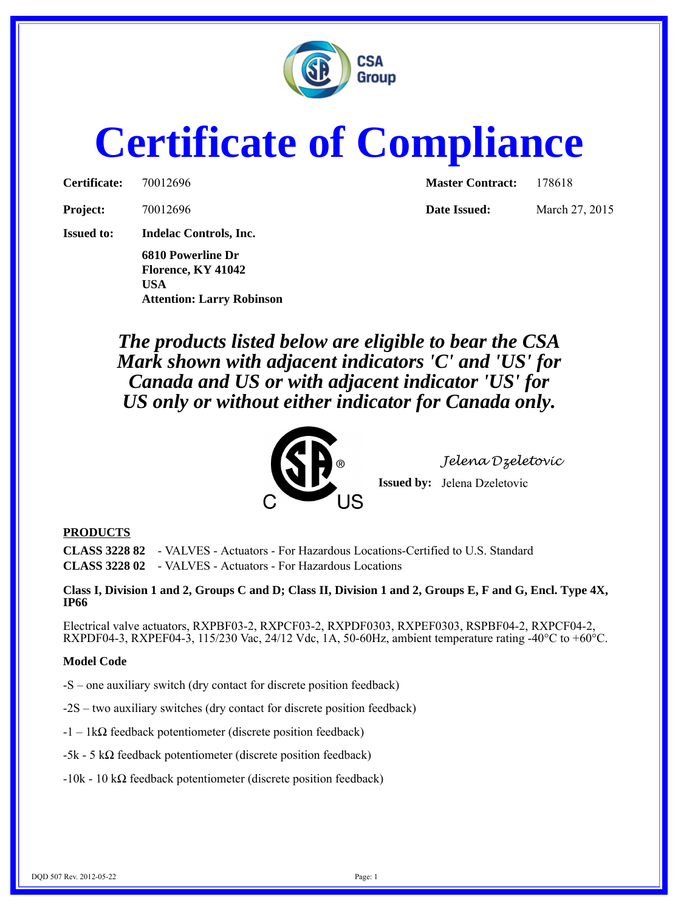# Certificate of Compliance

| | | | |
|---|---|---|---|
| **Certificate:** | 70012696 | **Master Contract:** | 178618 |
| **Project:** | 70012696 | **Date Issued:** | March 27, 2015 |

**Issued to:** **Indelac Controls, Inc.**
**6810 Powerline Dr**
**Florence, KY 41042**
**USA**
**Attention: Larry Robinson**

***The products listed below are eligible to bear the CSA Mark shown with adjacent indicators 'C' and 'US' for Canada and US or with adjacent indicator 'US' for US only or without either indicator for Canada only.***

*Jelena Dzeletovic*

**Issued by:** Jelena Dzeletovic

**PRODUCTS**

**CLASS 3228 82** - VALVES - Actuators - For Hazardous Locations-Certified to U.S. Standard
**CLASS 3228 02** - VALVES - Actuators - For Hazardous Locations

**Class I, Division 1 and 2, Groups C and D; Class II, Division 1 and 2, Groups E, F and G, Encl. Type 4X, IP66**

Electrical valve actuators, RXPBF03-2, RXPCF03-2, RXPDF0303, RXPEF0303, RSPBF04-2, RXPCF04-2, RXPDF04-3, RXPEF04-3, 115/230 Vac, 24/12 Vdc, 1A, 50-60Hz, ambient temperature rating -40°C to +60°C.

**Model Code**

-S – one auxiliary switch (dry contact for discrete position feedback)

-2S – two auxiliary switches (dry contact for discrete position feedback)

-1 – 1kΩ feedback potentiometer (discrete position feedback)

-5k - 5 kΩ feedback potentiometer (discrete position feedback)

-10k - 10 kΩ feedback potentiometer (discrete position feedback)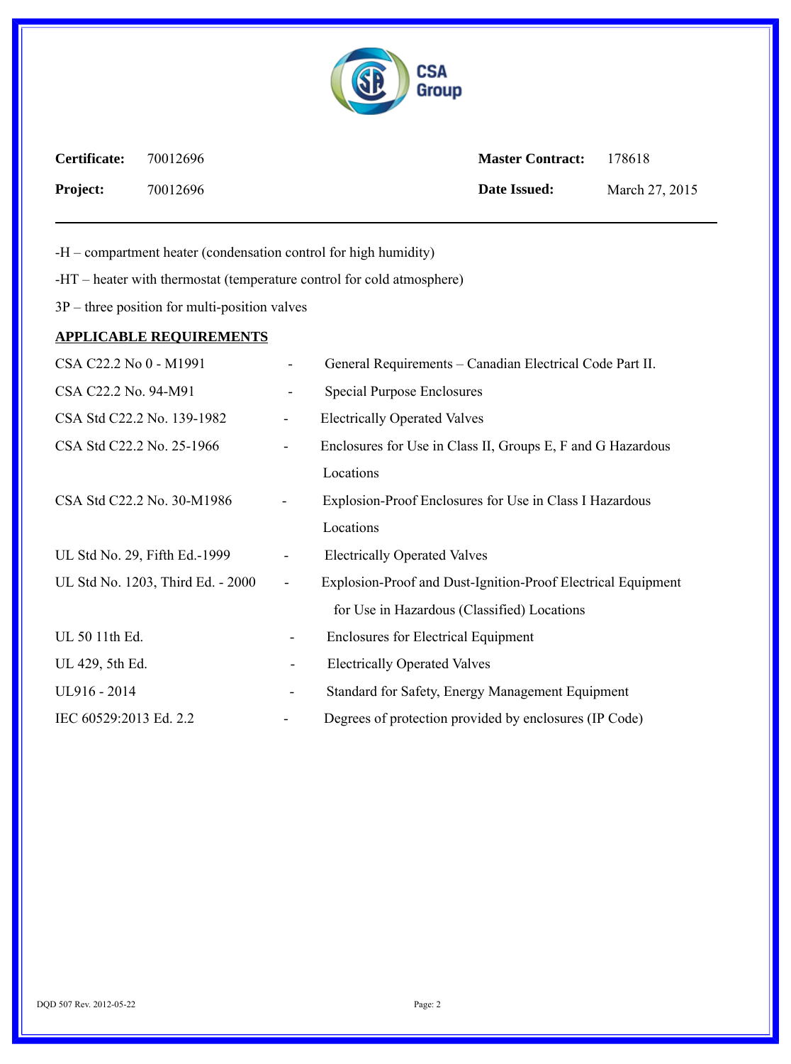| | | | |
|---|---|---|---|
| **Certificate:** | 70012696 | **Master Contract:** | 178618 |
| **Project:** | 70012696 | **Date Issued:** | March 27, 2015 |

-H – compartment heater (condensation control for high humidity)

-HT – heater with thermostat (temperature control for cold atmosphere)

3P – three position for multi-position valves

**APPLICABLE REQUIREMENTS**

| | | |
|---|---|---|
| CSA C22.2 No 0 - M1991 | - | General Requirements – Canadian Electrical Code Part II. |
| CSA C22.2 No. 94-M91 | - | Special Purpose Enclosures |
| CSA Std C22.2 No. 139-1982 | - | Electrically Operated Valves |
| CSA Std C22.2 No. 25-1966 | - | Enclosures for Use in Class II, Groups E, F and G Hazardous Locations |
| CSA Std C22.2 No. 30-M1986 | - | Explosion-Proof Enclosures for Use in Class I Hazardous Locations |
| UL Std No. 29, Fifth Ed.-1999 | - | Electrically Operated Valves |
| UL Std No. 1203, Third Ed. - 2000 | - | Explosion-Proof and Dust-Ignition-Proof Electrical Equipment for Use in Hazardous (Classified) Locations |
| UL 50 11th Ed. | - | Enclosures for Electrical Equipment |
| UL 429, 5th Ed. | - | Electrically Operated Valves |
| UL916 - 2014 | - | Standard for Safety, Energy Management Equipment |
| IEC 60529:2013 Ed. 2.2 | - | Degrees of protection provided by enclosures (IP Code) |

DQD 507 Rev. 2012-05-22